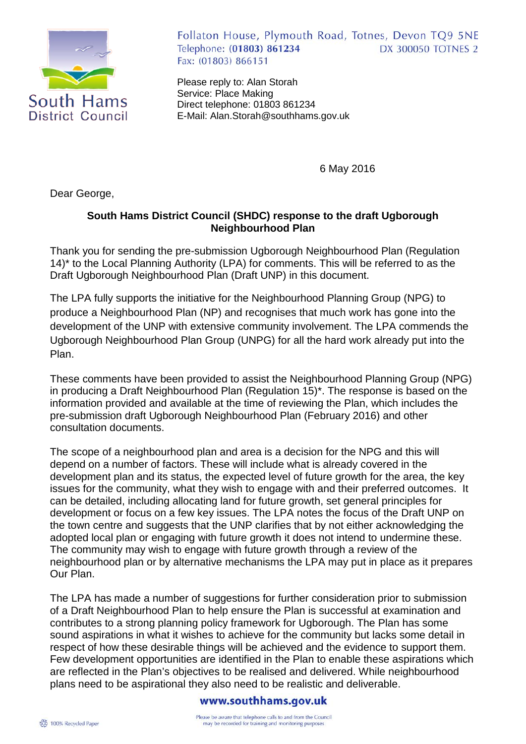South Hams District Council

Follaton House, Plymouth Road, Totnes, Devon TQ9 5NE
Telephone: (01803) 861234 DX 300050 TOTNES 2
Fax: (01803) 866151

Please reply to: Alan Storah
Service: Place Making
Direct telephone: 01803 861234
E-Mail: Alan.Storah@southhams.gov.uk

6 May 2016

Dear George,

**South Hams District Council (SHDC) response to the draft Ugborough Neighbourhood Plan**

Thank you for sending the pre-submission Ugborough Neighbourhood Plan (Regulation 14)* to the Local Planning Authority (LPA) for comments. This will be referred to as the Draft Ugborough Neighbourhood Plan (Draft UNP) in this document.

The LPA fully supports the initiative for the Neighbourhood Planning Group (NPG) to produce a Neighbourhood Plan (NP) and recognises that much work has gone into the development of the UNP with extensive community involvement. The LPA commends the Ugborough Neighbourhood Plan Group (UNPG) for all the hard work already put into the Plan.

These comments have been provided to assist the Neighbourhood Planning Group (NPG) in producing a Draft Neighbourhood Plan (Regulation 15)*. The response is based on the information provided and available at the time of reviewing the Plan, which includes the pre-submission draft Ugborough Neighbourhood Plan (February 2016) and other consultation documents.

The scope of a neighbourhood plan and area is a decision for the NPG and this will depend on a number of factors. These will include what is already covered in the development plan and its status, the expected level of future growth for the area, the key issues for the community, what they wish to engage with and their preferred outcomes. It can be detailed, including allocating land for future growth, set general principles for development or focus on a few key issues. The LPA notes the focus of the Draft UNP on the town centre and suggests that the UNP clarifies that by not either acknowledging the adopted local plan or engaging with future growth it does not intend to undermine these. The community may wish to engage with future growth through a review of the neighbourhood plan or by alternative mechanisms the LPA may put in place as it prepares Our Plan.

The LPA has made a number of suggestions for further consideration prior to submission of a Draft Neighbourhood Plan to help ensure the Plan is successful at examination and contributes to a strong planning policy framework for Ugborough. The Plan has some sound aspirations in what it wishes to achieve for the community but lacks some detail in respect of how these desirable things will be achieved and the evidence to support them. Few development opportunities are identified in the Plan to enable these aspirations which are reflected in the Plan's objectives to be realised and delivered. While neighbourhood plans need to be aspirational they also need to be realistic and deliverable.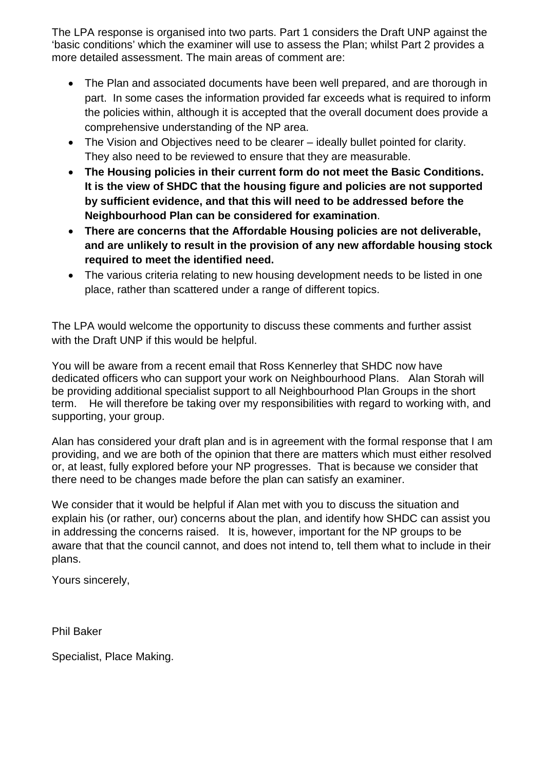The LPA response is organised into two parts. Part 1 considers the Draft UNP against the 'basic conditions' which the examiner will use to assess the Plan; whilst Part 2 provides a more detailed assessment. The main areas of comment are:

- The Plan and associated documents have been well prepared, and are thorough in part. In some cases the information provided far exceeds what is required to inform the policies within, although it is accepted that the overall document does provide a comprehensive understanding of the NP area.
- The Vision and Objectives need to be clearer – ideally bullet pointed for clarity. They also need to be reviewed to ensure that they are measurable.
- **The Housing policies in their current form do not meet the Basic Conditions. It is the view of SHDC that the housing figure and policies are not supported by sufficient evidence, and that this will need to be addressed before the Neighbourhood Plan can be considered for examination**.
- **There are concerns that the Affordable Housing policies are not deliverable, and are unlikely to result in the provision of any new affordable housing stock required to meet the identified need.**
- The various criteria relating to new housing development needs to be listed in one place, rather than scattered under a range of different topics.

The LPA would welcome the opportunity to discuss these comments and further assist with the Draft UNP if this would be helpful.

You will be aware from a recent email that Ross Kennerley that SHDC now have dedicated officers who can support your work on Neighbourhood Plans. Alan Storah will be providing additional specialist support to all Neighbourhood Plan Groups in the short term. He will therefore be taking over my responsibilities with regard to working with, and supporting, your group.

Alan has considered your draft plan and is in agreement with the formal response that I am providing, and we are both of the opinion that there are matters which must either resolved or, at least, fully explored before your NP progresses. That is because we consider that there need to be changes made before the plan can satisfy an examiner.

We consider that it would be helpful if Alan met with you to discuss the situation and explain his (or rather, our) concerns about the plan, and identify how SHDC can assist you in addressing the concerns raised. It is, however, important for the NP groups to be aware that that the council cannot, and does not intend to, tell them what to include in their plans.

Yours sincerely,

Phil Baker

Specialist, Place Making.